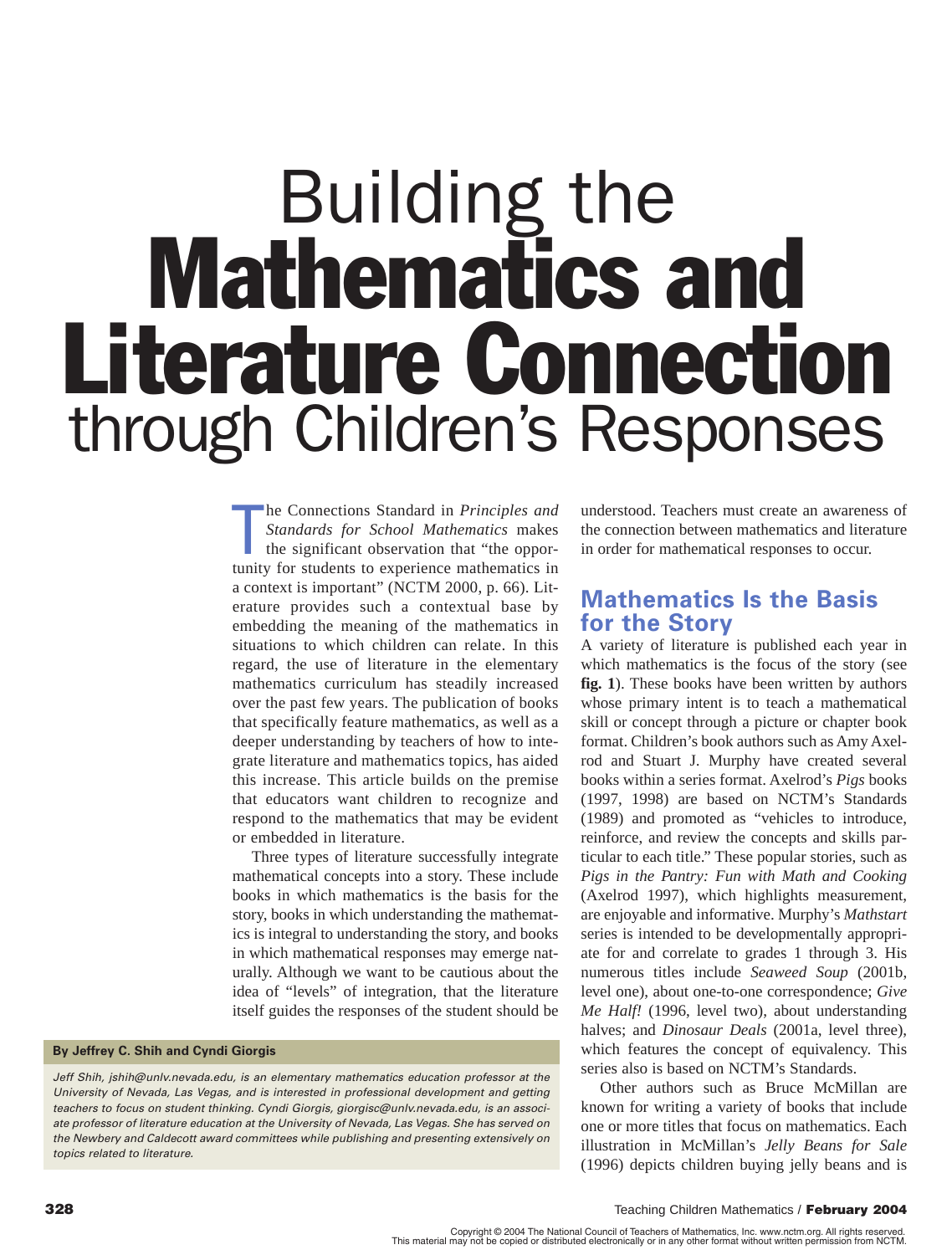# Building the Mathematics and Literature Connection through Children's Responses

**By Jeffrey C. Shih and Cyndi Giorgis**

*Jeff Shih, jshih@unlv.nevada.edu, is an elementary mathematics education professor at the University of Nevada, Las Vegas, and is interested in professional development and getting teachers to focus on student thinking. Cyndi Giorgis, giorgisc@unlv.nevada.edu, is an associate professor of literature education at the University of Nevada, Las Vegas. She has served on the Newbery and Caldecott award committees while publishing and presenting extensively on topics related to literature.*

The Connections Standard in *Principles and Standards for School Mathematics* makes the significant observation that "the opportunity for students to experience mathematics in a context is important" (NCTM 2000, p. 66). Literature provides such a contextual base by embedding the meaning of the mathematics in situations to which children can relate. In this regard, the use of literature in the elementary mathematics curriculum has steadily increased over the past few years. The publication of books that specifically feature mathematics, as well as a deeper understanding by teachers of how to integrate literature and mathematics topics, has aided this increase. This article builds on the premise that educators want children to recognize and respond to the mathematics that may be evident or embedded in literature.

Three types of literature successfully integrate mathematical concepts into a story. These include books in which mathematics is the basis for the story, books in which understanding the mathematics is integral to understanding the story, and books in which mathematical responses may emerge naturally. Although we want to be cautious about the idea of "levels" of integration, that the literature itself guides the responses of the student should be understood. Teachers must create an awareness of the connection between mathematics and literature in order for mathematical responses to occur.

## Mathematics Is the Basis for the Story

A variety of literature is published each year in which mathematics is the focus of the story (see **fig. 1**). These books have been written by authors whose primary intent is to teach a mathematical skill or concept through a picture or chapter book format. Children's book authors such as Amy Axelrod and Stuart J. Murphy have created several books within a series format. Axelrod's *Pigs* books (1997, 1998) are based on NCTM's Standards (1989) and promoted as "vehicles to introduce, reinforce, and review the concepts and skills particular to each title." These popular stories, such as *Pigs in the Pantry: Fun with Math and Cooking* (Axelrod 1997), which highlights measurement, are enjoyable and informative. Murphy's *Mathstart* series is intended to be developmentally appropriate for and correlate to grades 1 through 3. His numerous titles include *Seaweed Soup* (2001b, level one), about one-to-one correspondence; *Give Me Half!* (1996, level two), about understanding halves; and *Dinosaur Deals* (2001a, level three), which features the concept of equivalency. This series also is based on NCTM's Standards.

Other authors such as Bruce McMillan are known for writing a variety of books that include one or more titles that focus on mathematics. Each illustration in McMillan's *Jelly Beans for Sale* (1996) depicts children buying jelly beans and is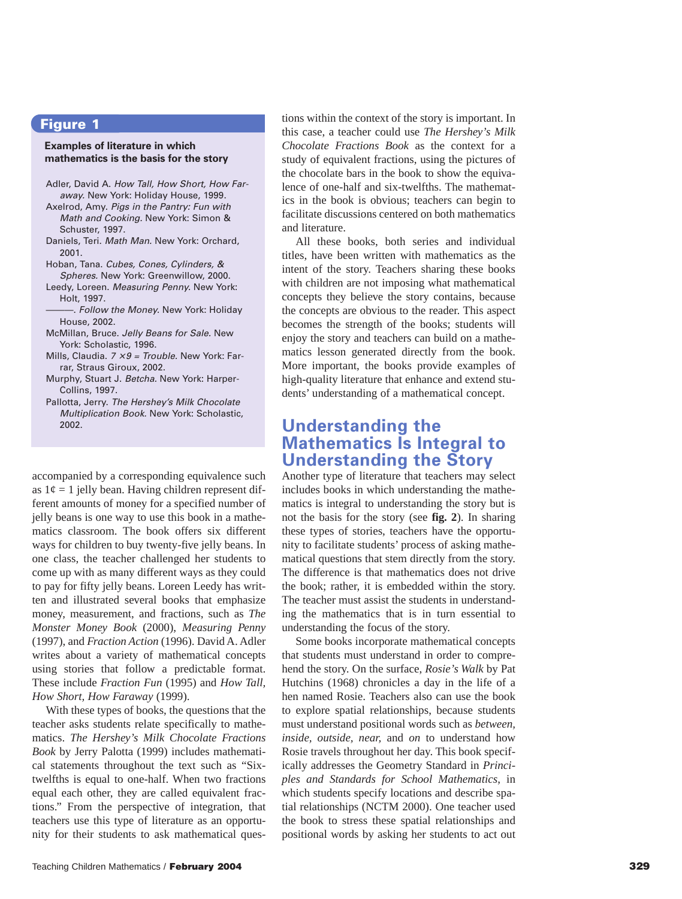## Figure 1

**Examples of literature in which mathematics is the basis for the story**

Adler, David A. *How Tall, How Short, How Faraway.* New York: Holiday House, 1999.
Axelrod, Amy. *Pigs in the Pantry: Fun with Math and Cooking.* New York: Simon & Schuster, 1997.
Daniels, Teri. *Math Man.* New York: Orchard, 2001.
Hoban, Tana. *Cubes, Cones, Cylinders, & Spheres.* New York: Greenwillow, 2000.
Leedy, Loreen. *Measuring Penny.* New York: Holt, 1997.
———. *Follow the Money.* New York: Holiday House, 2002.
McMillan, Bruce. *Jelly Beans for Sale.* New York: Scholastic, 1996.
Mills, Claudia. *7 × 9 = Trouble.* New York: Farrar, Straus Giroux, 2002.
Murphy, Stuart J. *Betcha.* New York: HarperCollins, 1997.
Pallotta, Jerry. *The Hershey's Milk Chocolate Multiplication Book.* New York: Scholastic, 2002.

accompanied by a corresponding equivalence such as 1¢ = 1 jelly bean. Having children represent different amounts of money for a specified number of jelly beans is one way to use this book in a mathematics classroom. The book offers six different ways for children to buy twenty-five jelly beans. In one class, the teacher challenged her students to come up with as many different ways as they could to pay for fifty jelly beans. Loreen Leedy has written and illustrated several books that emphasize money, measurement, and fractions, such as *The Monster Money Book* (2000), *Measuring Penny* (1997), and *Fraction Action* (1996). David A. Adler writes about a variety of mathematical concepts using stories that follow a predictable format. These include *Fraction Fun* (1995) and *How Tall, How Short, How Faraway* (1999).

With these types of books, the questions that the teacher asks students relate specifically to mathematics. *The Hershey's Milk Chocolate Fractions Book* by Jerry Palotta (1999) includes mathematical statements throughout the text such as "Six-twelfths is equal to one-half. When two fractions equal each other, they are called equivalent fractions." From the perspective of integration, that teachers use this type of literature as an opportunity for their students to ask mathematical questions within the context of the story is important. In this case, a teacher could use *The Hershey's Milk Chocolate Fractions Book* as the context for a study of equivalent fractions, using the pictures of the chocolate bars in the book to show the equivalence of one-half and six-twelfths. The mathematics in the book is obvious; teachers can begin to facilitate discussions centered on both mathematics and literature.

All these books, both series and individual titles, have been written with mathematics as the intent of the story. Teachers sharing these books with children are not imposing what mathematical concepts they believe the story contains, because the concepts are obvious to the reader. This aspect becomes the strength of the books; students will enjoy the story and teachers can build on a mathematics lesson generated directly from the book. More important, the books provide examples of high-quality literature that enhance and extend students' understanding of a mathematical concept.

## Understanding the Mathematics Is Integral to Understanding the Story

Another type of literature that teachers may select includes books in which understanding the mathematics is integral to understanding the story but is not the basis for the story (see **fig. 2**). In sharing these types of stories, teachers have the opportunity to facilitate students' process of asking mathematical questions that stem directly from the story. The difference is that mathematics does not drive the book; rather, it is embedded within the story. The teacher must assist the students in understanding the mathematics that is in turn essential to understanding the focus of the story.

Some books incorporate mathematical concepts that students must understand in order to comprehend the story. On the surface, *Rosie's Walk* by Pat Hutchins (1968) chronicles a day in the life of a hen named Rosie. Teachers also can use the book to explore spatial relationships, because students must understand positional words such as *between, inside, outside, near,* and *on* to understand how Rosie travels throughout her day. This book specifically addresses the Geometry Standard in *Principles and Standards for School Mathematics*, in which students specify locations and describe spatial relationships (NCTM 2000). One teacher used the book to stress these spatial relationships and positional words by asking her students to act out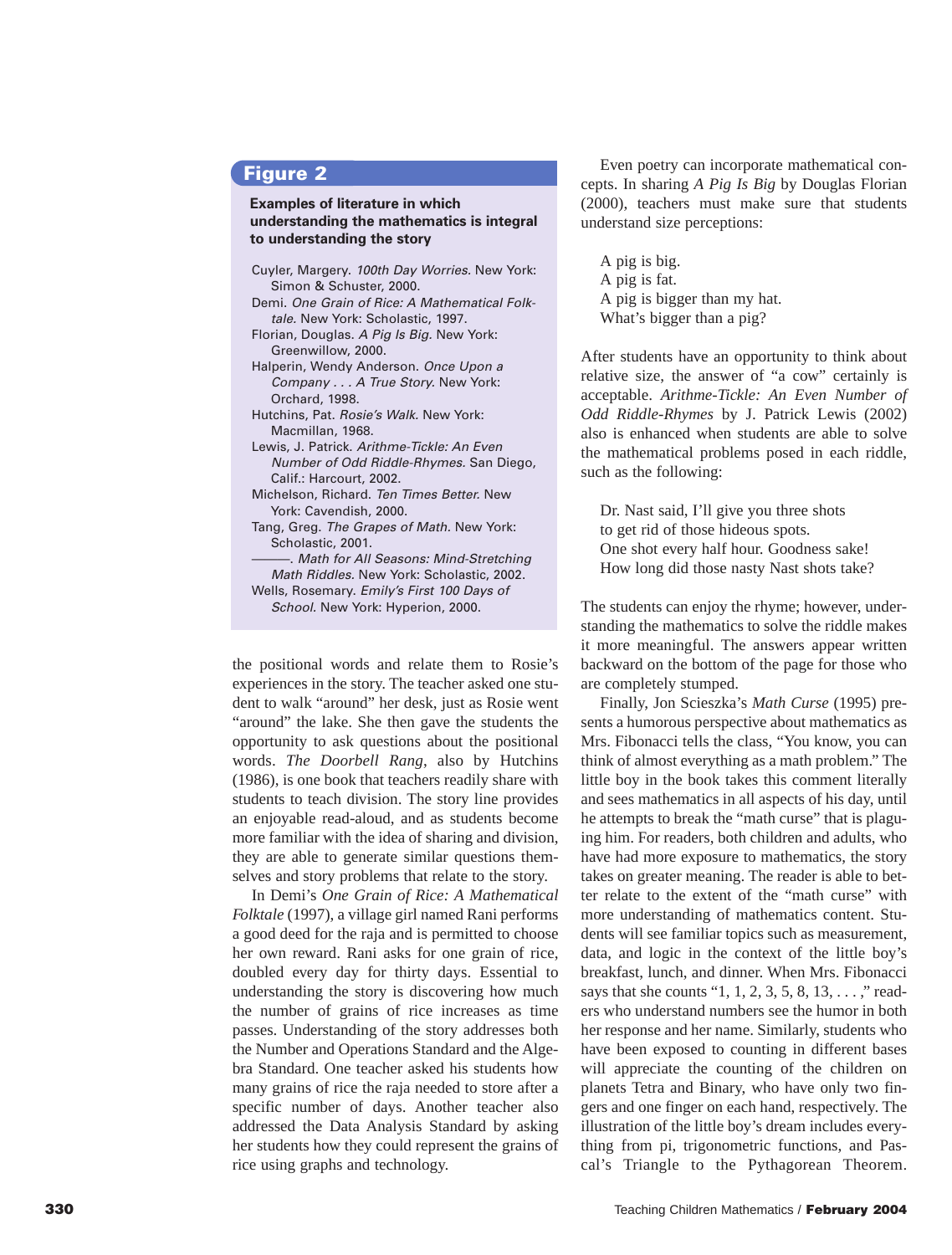## Figure 2

**Examples of literature in which understanding the mathematics is integral to understanding the story**

Cuyler, Margery. *100th Day Worries*. New York: Simon & Schuster, 2000.

Demi. *One Grain of Rice: A Mathematical Folktale*. New York: Scholastic, 1997.

Florian, Douglas. *A Pig Is Big*. New York: Greenwillow, 2000.

Halperin, Wendy Anderson. *Once Upon a Company . . . A True Story*. New York: Orchard, 1998.

Hutchins, Pat. *Rosie's Walk*. New York: Macmillan, 1968.

Lewis, J. Patrick. *Arithme-Tickle: An Even Number of Odd Riddle-Rhymes*. San Diego, Calif.: Harcourt, 2002.

Michelson, Richard. *Ten Times Better*. New York: Cavendish, 2000.

Tang, Greg. *The Grapes of Math*. New York: Scholastic, 2001.

———. *Math for All Seasons: Mind-Stretching Math Riddles*. New York: Scholastic, 2002.

Wells, Rosemary. *Emily's First 100 Days of School*. New York: Hyperion, 2000.

the positional words and relate them to Rosie's experiences in the story. The teacher asked one student to walk "around" her desk, just as Rosie went "around" the lake. She then gave the students the opportunity to ask questions about the positional words. *The Doorbell Rang*, also by Hutchins (1986), is one book that teachers readily share with students to teach division. The story line provides an enjoyable read-aloud, and as students become more familiar with the idea of sharing and division, they are able to generate similar questions themselves and story problems that relate to the story.

In Demi's *One Grain of Rice: A Mathematical Folktale* (1997), a village girl named Rani performs a good deed for the raja and is permitted to choose her own reward. Rani asks for one grain of rice, doubled every day for thirty days. Essential to understanding the story is discovering how much the number of grains of rice increases as time passes. Understanding of the story addresses both the Number and Operations Standard and the Algebra Standard. One teacher asked his students how many grains of rice the raja needed to store after a specific number of days. Another teacher also addressed the Data Analysis Standard by asking her students how they could represent the grains of rice using graphs and technology.

Even poetry can incorporate mathematical concepts. In sharing *A Pig Is Big* by Douglas Florian (2000), teachers must make sure that students understand size perceptions:

> A pig is big.
> A pig is fat.
> A pig is bigger than my hat.
> What's bigger than a pig?

After students have an opportunity to think about relative size, the answer of "a cow" certainly is acceptable. *Arithme-Tickle: An Even Number of Odd Riddle-Rhymes* by J. Patrick Lewis (2002) also is enhanced when students are able to solve the mathematical problems posed in each riddle, such as the following:

> Dr. Nast said, I'll give you three shots
> to get rid of those hideous spots.
> One shot every half hour. Goodness sake!
> How long did those nasty Nast shots take?

The students can enjoy the rhyme; however, understanding the mathematics to solve the riddle makes it more meaningful. The answers appear written backward on the bottom of the page for those who are completely stumped.

Finally, Jon Scieszka's *Math Curse* (1995) presents a humorous perspective about mathematics as Mrs. Fibonacci tells the class, "You know, you can think of almost everything as a math problem." The little boy in the book takes this comment literally and sees mathematics in all aspects of his day, until he attempts to break the "math curse" that is plaguing him. For readers, both children and adults, who have had more exposure to mathematics, the story takes on greater meaning. The reader is able to better relate to the extent of the "math curse" with more understanding of mathematics content. Students will see familiar topics such as measurement, data, and logic in the context of the little boy's breakfast, lunch, and dinner. When Mrs. Fibonacci says that she counts "1, 1, 2, 3, 5, 8, 13, . . . ," readers who understand numbers see the humor in both her response and her name. Similarly, students who have been exposed to counting in different bases will appreciate the counting of the children on planets Tetra and Binary, who have only two fingers and one finger on each hand, respectively. The illustration of the little boy's dream includes everything from pi, trigonometric functions, and Pascal's Triangle to the Pythagorean Theorem.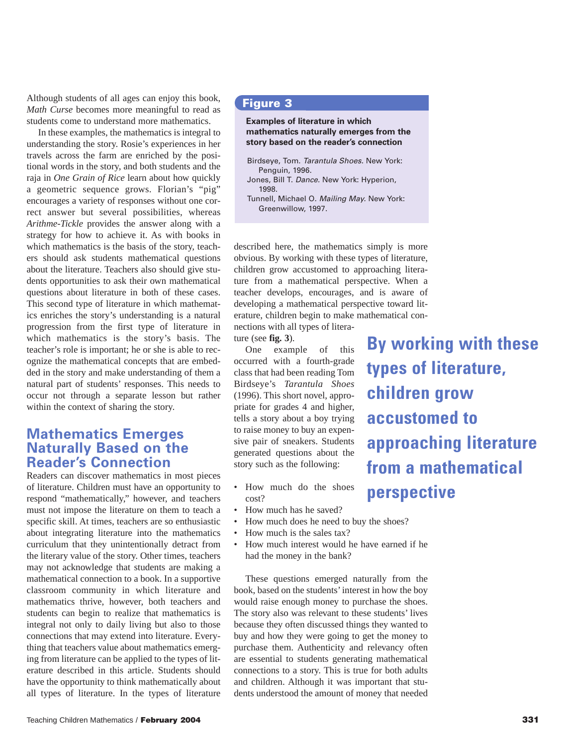Although students of all ages can enjoy this book, *Math Curse* becomes more meaningful to read as students come to understand more mathematics.

In these examples, the mathematics is integral to understanding the story. Rosie's experiences in her travels across the farm are enriched by the positional words in the story, and both students and the raja in *One Grain of Rice* learn about how quickly a geometric sequence grows. Florian's "pig" encourages a variety of responses without one correct answer but several possibilities, whereas *Arithme-Tickle* provides the answer along with a strategy for how to achieve it. As with books in which mathematics is the basis of the story, teachers should ask students mathematical questions about the literature. Teachers also should give students opportunities to ask their own mathematical questions about literature in both of these cases. This second type of literature in which mathematics enriches the story's understanding is a natural progression from the first type of literature in which mathematics is the story's basis. The teacher's role is important; he or she is able to recognize the mathematical concepts that are embedded in the story and make understanding of them a natural part of students' responses. This needs to occur not through a separate lesson but rather within the context of sharing the story.

## Mathematics Emerges Naturally Based on the Reader's Connection

Readers can discover mathematics in most pieces of literature. Children must have an opportunity to respond "mathematically," however, and teachers must not impose the literature on them to teach a specific skill. At times, teachers are so enthusiastic about integrating literature into the mathematics curriculum that they unintentionally detract from the literary value of the story. Other times, teachers may not acknowledge that students are making a mathematical connection to a book. In a supportive classroom community in which literature and mathematics thrive, however, both teachers and students can begin to realize that mathematics is integral not only to daily living but also to those connections that may extend into literature. Everything that teachers value about mathematics emerging from literature can be applied to the types of literature described in this article. Students should have the opportunity to think mathematically about all types of literature. In the types of literature described here, the mathematics simply is more obvious. By working with these types of literature, children grow accustomed to approaching literature from a mathematical perspective. When a teacher develops, encourages, and is aware of developing a mathematical perspective toward literature, children begin to make mathematical connections with all types of literature (see **fig. 3**).

**Figure 3**

**Examples of literature in which mathematics naturally emerges from the story based on the reader's connection**

Birdseye, Tom. *Tarantula Shoes.* New York: Penguin, 1996.
Jones, Bill T. *Dance.* New York: Hyperion, 1998.
Tunnell, Michael O. *Mailing May.* New York: Greenwillow, 1997.

**By working with these types of literature, children grow accustomed to approaching literature from a mathematical perspective**

One example of this occurred with a fourth-grade class that had been reading Tom Birdseye's *Tarantula Shoes* (1996). This short novel, appropriate for grades 4 and higher, tells a story about a boy trying to raise money to buy an expensive pair of sneakers. Students generated questions about the story such as the following:

- How much do the shoes cost?
- How much has he saved?
- How much does he need to buy the shoes?
- How much is the sales tax?
- How much interest would he have earned if he had the money in the bank?

These questions emerged naturally from the book, based on the students' interest in how the boy would raise enough money to purchase the shoes. The story also was relevant to these students' lives because they often discussed things they wanted to buy and how they were going to get the money to purchase them. Authenticity and relevancy often are essential to students generating mathematical connections to a story. This is true for both adults and children. Although it was important that students understood the amount of money that needed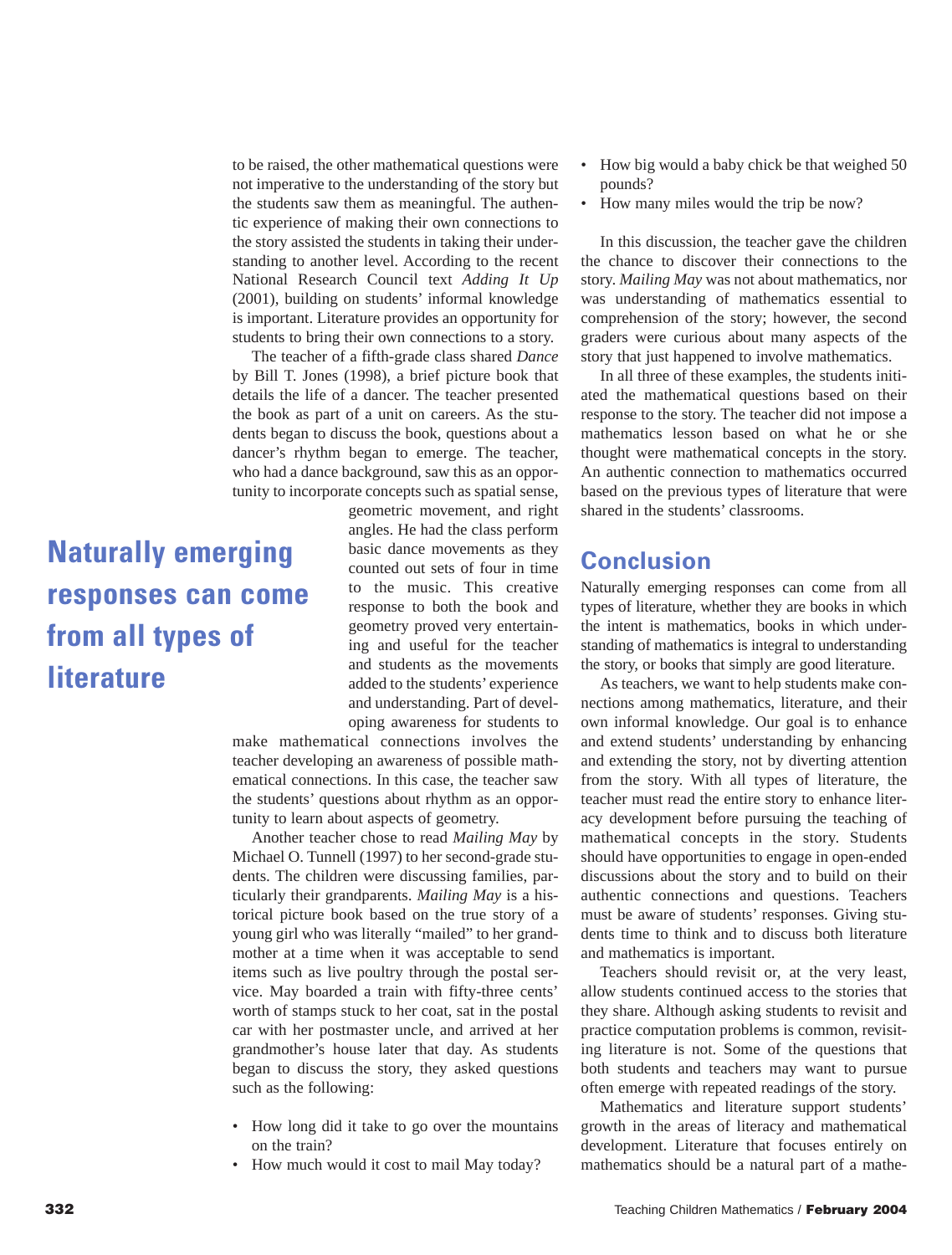to be raised, the other mathematical questions were not imperative to the understanding of the story but the students saw them as meaningful. The authentic experience of making their own connections to the story assisted the students in taking their understanding to another level. According to the recent National Research Council text *Adding It Up* (2001), building on students' informal knowledge is important. Literature provides an opportunity for students to bring their own connections to a story.

The teacher of a fifth-grade class shared *Dance* by Bill T. Jones (1998), a brief picture book that details the life of a dancer. The teacher presented the book as part of a unit on careers. As the students began to discuss the book, questions about a dancer's rhythm began to emerge. The teacher, who had a dance background, saw this as an opportunity to incorporate concepts such as spatial sense, geometric movement, and right angles. He had the class perform basic dance movements as they counted out sets of four in time to the music. This creative response to both the book and geometry proved very entertaining and useful for the teacher and students as the movements added to the students' experience and understanding. Part of developing awareness for students to make mathematical connections involves the teacher developing an awareness of possible mathematical connections. In this case, the teacher saw the students' questions about rhythm as an opportunity to learn about aspects of geometry.

**Naturally emerging responses can come from all types of literature**

Another teacher chose to read *Mailing May* by Michael O. Tunnell (1997) to her second-grade students. The children were discussing families, particularly their grandparents. *Mailing May* is a historical picture book based on the true story of a young girl who was literally "mailed" to her grandmother at a time when it was acceptable to send items such as live poultry through the postal service. May boarded a train with fifty-three cents' worth of stamps stuck to her coat, sat in the postal car with her postmaster uncle, and arrived at her grandmother's house later that day. As students began to discuss the story, they asked questions such as the following:

- How long did it take to go over the mountains on the train?
- How much would it cost to mail May today?
- How big would a baby chick be that weighed 50 pounds?
- How many miles would the trip be now?

In this discussion, the teacher gave the children the chance to discover their connections to the story. *Mailing May* was not about mathematics, nor was understanding of mathematics essential to comprehension of the story; however, the second graders were curious about many aspects of the story that just happened to involve mathematics.

In all three of these examples, the students initiated the mathematical questions based on their response to the story. The teacher did not impose a mathematics lesson based on what he or she thought were mathematical concepts in the story. An authentic connection to mathematics occurred based on the previous types of literature that were shared in the students' classrooms.

## Conclusion

Naturally emerging responses can come from all types of literature, whether they are books in which the intent is mathematics, books in which understanding of mathematics is integral to understanding the story, or books that simply are good literature.

As teachers, we want to help students make connections among mathematics, literature, and their own informal knowledge. Our goal is to enhance and extend students' understanding by enhancing and extending the story, not by diverting attention from the story. With all types of literature, the teacher must read the entire story to enhance literacy development before pursuing the teaching of mathematical concepts in the story. Students should have opportunities to engage in open-ended discussions about the story and to build on their authentic connections and questions. Teachers must be aware of students' responses. Giving students time to think and to discuss both literature and mathematics is important.

Teachers should revisit or, at the very least, allow students continued access to the stories that they share. Although asking students to revisit and practice computation problems is common, revisiting literature is not. Some of the questions that both students and teachers may want to pursue often emerge with repeated readings of the story.

Mathematics and literature support students' growth in the areas of literacy and mathematical development. Literature that focuses entirely on mathematics should be a natural part of a mathe-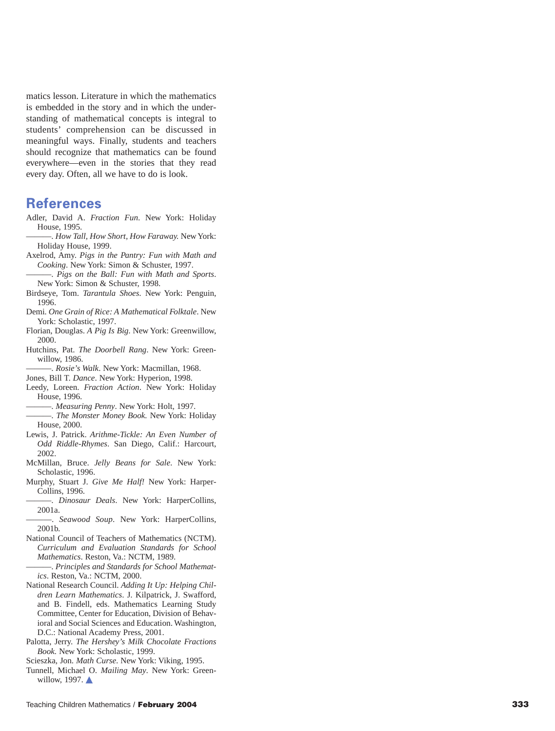matics lesson. Literature in which the mathematics is embedded in the story and in which the understanding of mathematical concepts is integral to students' comprehension can be discussed in meaningful ways. Finally, students and teachers should recognize that mathematics can be found everywhere—even in the stories that they read every day. Often, all we have to do is look.

## References

Adler, David A. *Fraction Fun*. New York: Holiday House, 1995.

———. *How Tall, How Short, How Faraway*. New York: Holiday House, 1999.

Axelrod, Amy. *Pigs in the Pantry: Fun with Math and Cooking*. New York: Simon & Schuster, 1997.

———. *Pigs on the Ball: Fun with Math and Sports*. New York: Simon & Schuster, 1998.

Birdseye, Tom. *Tarantula Shoes*. New York: Penguin, 1996.

Demi. *One Grain of Rice: A Mathematical Folktale*. New York: Scholastic, 1997.

Florian, Douglas. *A Pig Is Big*. New York: Greenwillow, 2000.

Hutchins, Pat. *The Doorbell Rang*. New York: Greenwillow, 1986.

———. *Rosie's Walk*. New York: Macmillan, 1968.

Jones, Bill T. *Dance*. New York: Hyperion, 1998.

Leedy, Loreen. *Fraction Action*. New York: Holiday House, 1996.

———. *Measuring Penny*. New York: Holt, 1997.

———. *The Monster Money Book*. New York: Holiday House, 2000.

Lewis, J. Patrick. *Arithme-Tickle: An Even Number of Odd Riddle-Rhymes*. San Diego, Calif.: Harcourt, 2002.

McMillan, Bruce. *Jelly Beans for Sale*. New York: Scholastic, 1996.

Murphy, Stuart J. *Give Me Half!* New York: HarperCollins, 1996.

———. *Dinosaur Deals*. New York: HarperCollins, 2001a.

———. *Seawood Soup*. New York: HarperCollins, 2001b.

National Council of Teachers of Mathematics (NCTM). *Curriculum and Evaluation Standards for School Mathematics*. Reston, Va.: NCTM, 1989.

———. *Principles and Standards for School Mathematics*. Reston, Va.: NCTM, 2000.

National Research Council. *Adding It Up: Helping Children Learn Mathematics*. J. Kilpatrick, J. Swafford, and B. Findell, eds. Mathematics Learning Study Committee, Center for Education, Division of Behavioral and Social Sciences and Education. Washington, D.C.: National Academy Press, 2001.

Palotta, Jerry. *The Hershey's Milk Chocolate Fractions Book*. New York: Scholastic, 1999.

Scieszka, Jon. *Math Curse*. New York: Viking, 1995.

Tunnell, Michael O. *Mailing May*. New York: Greenwillow, 1997. ▲